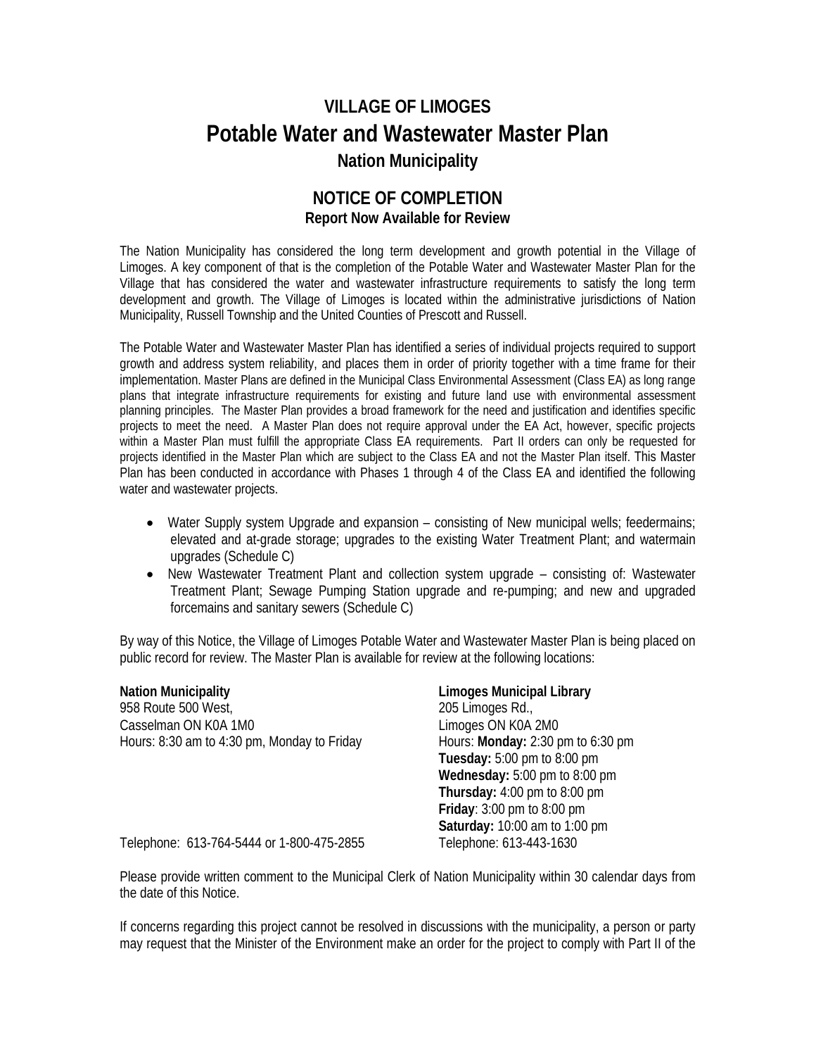# VILLAGE OF LIMOGES

# Potable Water and Wastewater Master Plan

## Nation Municipality

## NOTICE OF COMPLETION

### Report Now Available for Review

The Nation Municipality has considered the long term development and growth potential in the Village of Limoges. A key component of that is the completion of the Potable Water and Wastewater Master Plan for the Village that has considered the water and wastewater infrastructure requirements to satisfy the long term development and growth. The Village of Limoges is located within the administrative jurisdictions of Nation Municipality, Russell Township and the United Counties of Prescott and Russell.

The Potable Water and Wastewater Master Plan has identified a series of individual projects required to support growth and address system reliability, and places them in order of priority together with a time frame for their implementation. Master Plans are defined in the Municipal Class Environmental Assessment (Class EA) as long range plans that integrate infrastructure requirements for existing and future land use with environmental assessment planning principles. The Master Plan provides a broad framework for the need and justification and identifies specific projects to meet the need. A Master Plan does not require approval under the EA Act, however, specific projects within a Master Plan must fulfill the appropriate Class EA requirements. Part II orders can only be requested for projects identified in the Master Plan which are subject to the Class EA and not the Master Plan itself. This Master Plan has been conducted in accordance with Phases 1 through 4 of the Class EA and identified the following water and wastewater projects.

- Water Supply system Upgrade and expansion – consisting of New municipal wells; feedermains; elevated and at-grade storage; upgrades to the existing Water Treatment Plant; and watermain upgrades (Schedule C)
- New Wastewater Treatment Plant and collection system upgrade – consisting of: Wastewater Treatment Plant; Sewage Pumping Station upgrade and re-pumping; and new and upgraded forcemains and sanitary sewers (Schedule C)

By way of this Notice, the Village of Limoges Potable Water and Wastewater Master Plan is being placed on public record for review. The Master Plan is available for review at the following locations:

**Nation Municipality**
958 Route 500 West,
Casselman ON K0A 1M0
Hours: 8:30 am to 4:30 pm, Monday to Friday
Telephone: 613-764-5444 or 1-800-475-2855

**Limoges Municipal Library**
205 Limoges Rd.,
Limoges ON K0A 2M0
Hours: **Monday:** 2:30 pm to 6:30 pm
**Tuesday:** 5:00 pm to 8:00 pm
**Wednesday:** 5:00 pm to 8:00 pm
**Thursday:** 4:00 pm to 8:00 pm
**Friday**: 3:00 pm to 8:00 pm
**Saturday:** 10:00 am to 1:00 pm
Telephone: 613-443-1630

Please provide written comment to the Municipal Clerk of Nation Municipality within 30 calendar days from the date of this Notice.

If concerns regarding this project cannot be resolved in discussions with the municipality, a person or party may request that the Minister of the Environment make an order for the project to comply with Part II of the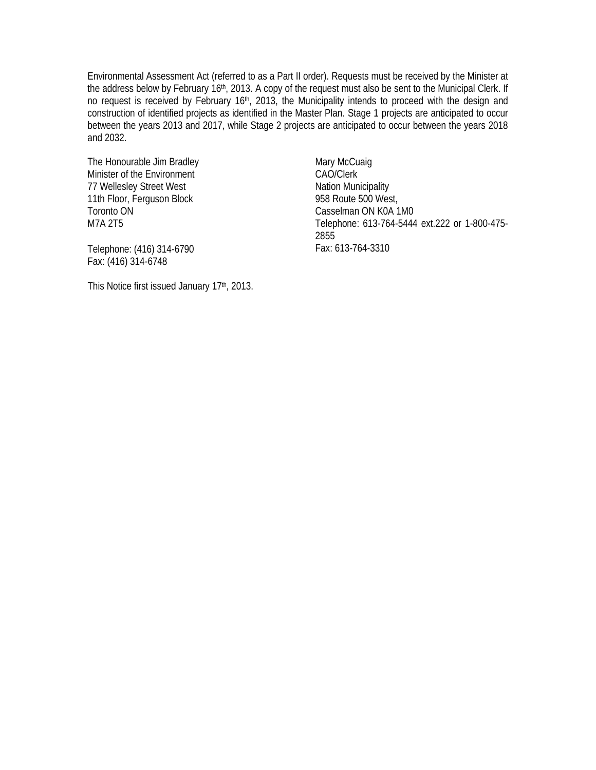Environmental Assessment Act (referred to as a Part II order). Requests must be received by the Minister at the address below by February 16th, 2013. A copy of the request must also be sent to the Municipal Clerk. If no request is received by February 16th, 2013, the Municipality intends to proceed with the design and construction of identified projects as identified in the Master Plan. Stage 1 projects are anticipated to occur between the years 2013 and 2017, while Stage 2 projects are anticipated to occur between the years 2018 and 2032.

The Honourable Jim Bradley
Minister of the Environment
77 Wellesley Street West
11th Floor, Ferguson Block
Toronto ON
M7A 2T5

Telephone: (416) 314-6790
Fax: (416) 314-6748

Mary McCuaig
CAO/Clerk
Nation Municipality
958 Route 500 West,
Casselman ON K0A 1M0
Telephone: 613-764-5444 ext.222 or 1-800-475-2855
Fax: 613-764-3310

This Notice first issued January 17th, 2013.